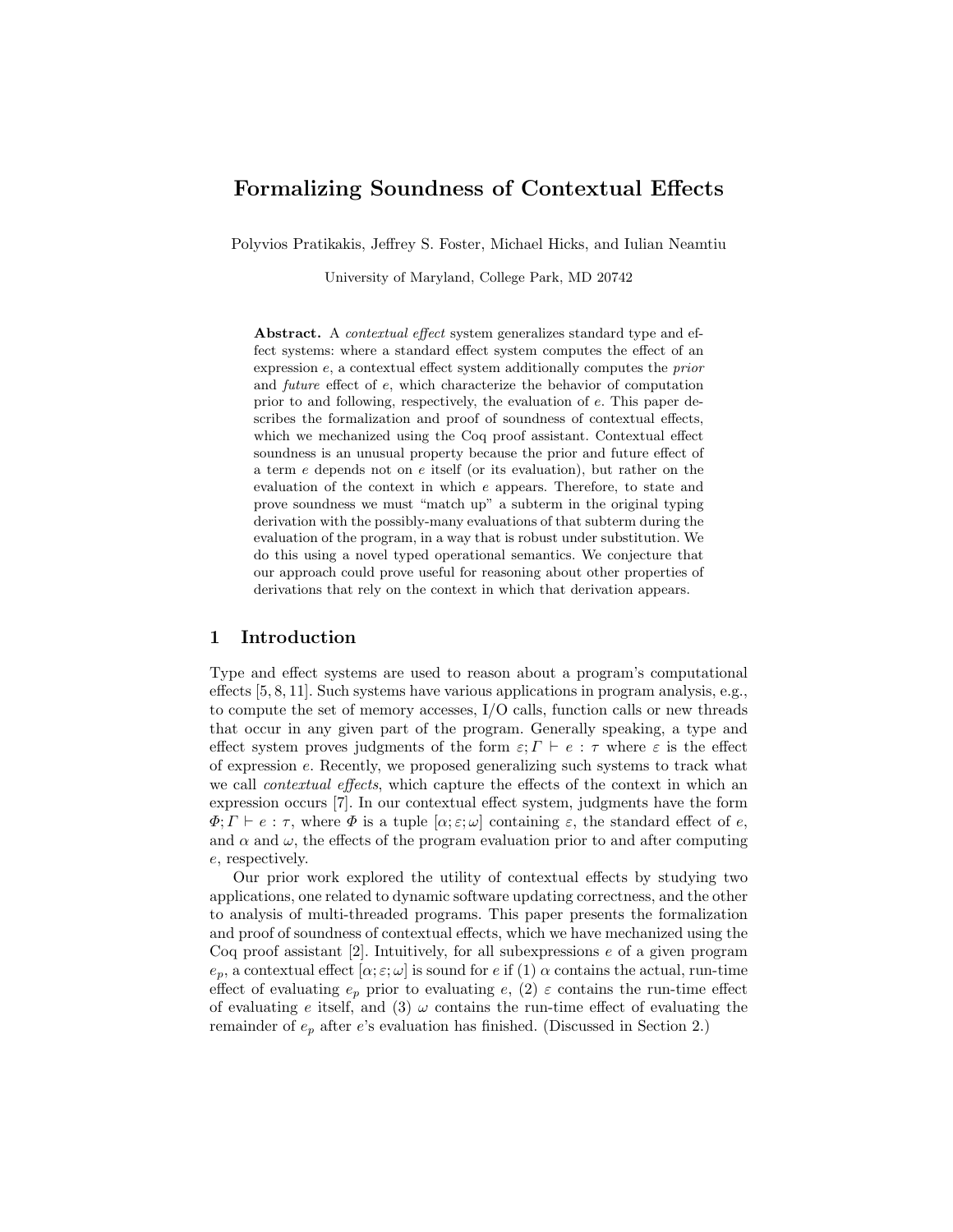# Formalizing Soundness of Contextual Effects

Polyvios Pratikakis, Jeffrey S. Foster, Michael Hicks, and Iulian Neamtiu

University of Maryland, College Park, MD 20742

**Abstract.** A *contextual effect* system generalizes standard type and effect systems: where a standard effect system computes the effect of an expression $e$, a contextual effect system additionally computes the *prior* and *future* effect of $e$, which characterize the behavior of computation prior to and following, respectively, the evaluation of $e$. This paper describes the formalization and proof of soundness of contextual effects, which we mechanized using the Coq proof assistant. Contextual effect soundness is an unusual property because the prior and future effect of a term $e$ depends not on $e$ itself (or its evaluation), but rather on the evaluation of the context in which $e$ appears. Therefore, to state and prove soundness we must "match up" a subterm in the original typing derivation with the possibly-many evaluations of that subterm during the evaluation of the program, in a way that is robust under substitution. We do this using a novel typed operational semantics. We conjecture that our approach could prove useful for reasoning about other properties of derivations that rely on the context in which that derivation appears.

## 1 Introduction

Type and effect systems are used to reason about a program's computational effects [5, 8, 11]. Such systems have various applications in program analysis, e.g., to compute the set of memory accesses, I/O calls, function calls or new threads that occur in any given part of the program. Generally speaking, a type and effect system proves judgments of the form $\varepsilon; \Gamma \vdash e : \tau$ where $\varepsilon$ is the effect of expression $e$. Recently, we proposed generalizing such systems to track what we call *contextual effects*, which capture the effects of the context in which an expression occurs [7]. In our contextual effect system, judgments have the form $\Phi; \Gamma \vdash e : \tau$, where $\Phi$ is a tuple $[\alpha; \varepsilon; \omega]$ containing $\varepsilon$, the standard effect of $e$, and $\alpha$ and $\omega$, the effects of the program evaluation prior to and after computing $e$, respectively.

Our prior work explored the utility of contextual effects by studying two applications, one related to dynamic software updating correctness, and the other to analysis of multi-threaded programs. This paper presents the formalization and proof of soundness of contextual effects, which we have mechanized using the Coq proof assistant [2]. Intuitively, for all subexpressions $e$ of a given program $e_p$, a contextual effect $[\alpha; \varepsilon; \omega]$ is sound for $e$ if (1) $\alpha$ contains the actual, run-time effect of evaluating $e_p$ prior to evaluating $e$, (2) $\varepsilon$ contains the run-time effect of evaluating $e$ itself, and (3) $\omega$ contains the run-time effect of evaluating the remainder of $e_p$ after $e$'s evaluation has finished. (Discussed in Section 2.)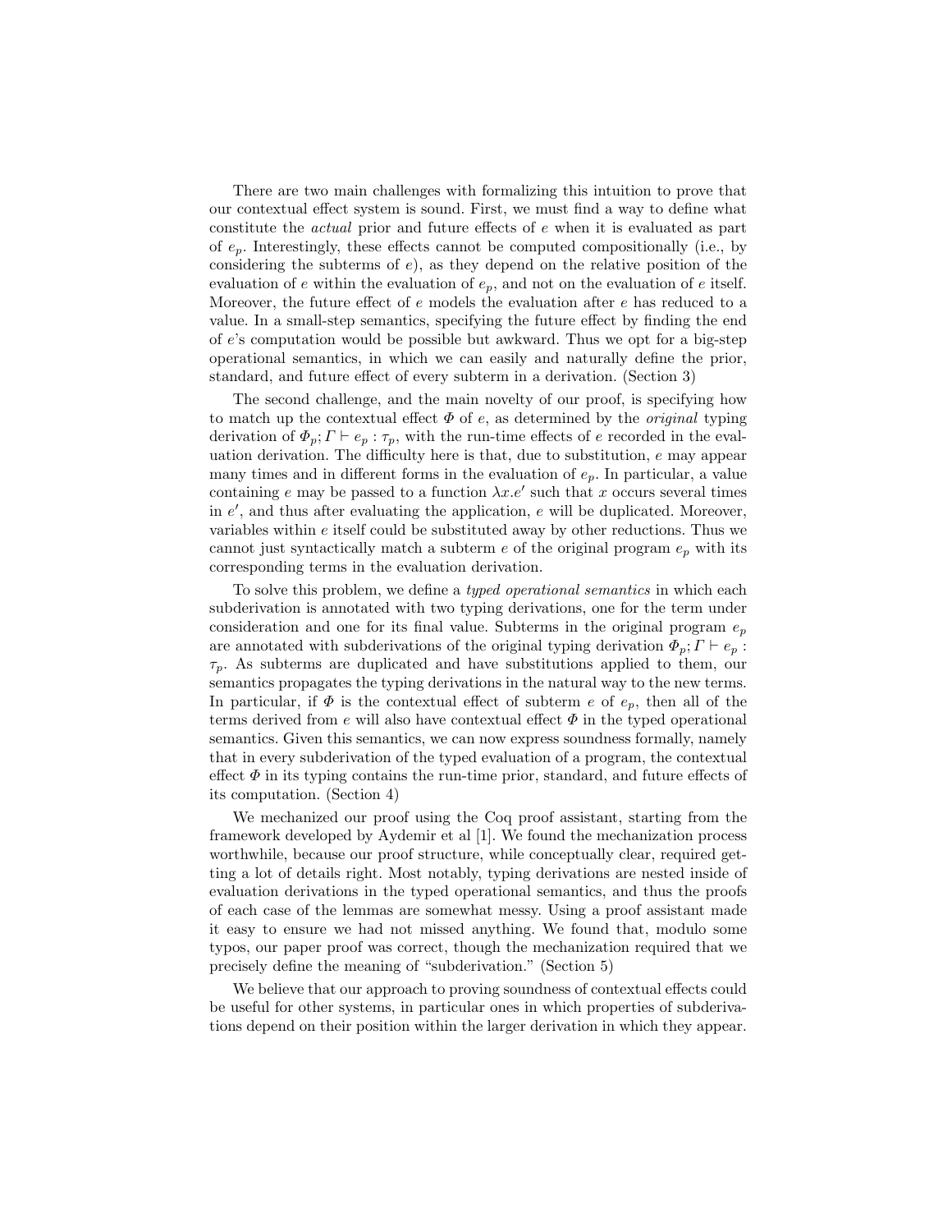There are two main challenges with formalizing this intuition to prove that our contextual effect system is sound. First, we must find a way to define what constitute the *actual* prior and future effects of $e$ when it is evaluated as part of $e_p$. Interestingly, these effects cannot be computed compositionally (i.e., by considering the subterms of $e$), as they depend on the relative position of the evaluation of $e$ within the evaluation of $e_p$, and not on the evaluation of $e$ itself. Moreover, the future effect of $e$ models the evaluation after $e$ has reduced to a value. In a small-step semantics, specifying the future effect by finding the end of $e$'s computation would be possible but awkward. Thus we opt for a big-step operational semantics, in which we can easily and naturally define the prior, standard, and future effect of every subterm in a derivation. (Section 3)

The second challenge, and the main novelty of our proof, is specifying how to match up the contextual effect $\Phi$ of $e$, as determined by the *original* typing derivation of $\Phi_p; \Gamma \vdash e_p : \tau_p$, with the run-time effects of $e$ recorded in the evaluation derivation. The difficulty here is that, due to substitution, $e$ may appear many times and in different forms in the evaluation of $e_p$. In particular, a value containing $e$ may be passed to a function $\lambda x.e'$ such that $x$ occurs several times in $e'$, and thus after evaluating the application, $e$ will be duplicated. Moreover, variables within $e$ itself could be substituted away by other reductions. Thus we cannot just syntactically match a subterm $e$ of the original program $e_p$ with its corresponding terms in the evaluation derivation.

To solve this problem, we define a *typed operational semantics* in which each subderivation is annotated with two typing derivations, one for the term under consideration and one for its final value. Subterms in the original program $e_p$ are annotated with subderivations of the original typing derivation $\Phi_p; \Gamma \vdash e_p : \tau_p$. As subterms are duplicated and have substitutions applied to them, our semantics propagates the typing derivations in the natural way to the new terms. In particular, if $\Phi$ is the contextual effect of subterm $e$ of $e_p$, then all of the terms derived from $e$ will also have contextual effect $\Phi$ in the typed operational semantics. Given this semantics, we can now express soundness formally, namely that in every subderivation of the typed evaluation of a program, the contextual effect $\Phi$ in its typing contains the run-time prior, standard, and future effects of its computation. (Section 4)

We mechanized our proof using the Coq proof assistant, starting from the framework developed by Aydemir et al [1]. We found the mechanization process worthwhile, because our proof structure, while conceptually clear, required getting a lot of details right. Most notably, typing derivations are nested inside of evaluation derivations in the typed operational semantics, and thus the proofs of each case of the lemmas are somewhat messy. Using a proof assistant made it easy to ensure we had not missed anything. We found that, modulo some typos, our paper proof was correct, though the mechanization required that we precisely define the meaning of "subderivation." (Section 5)

We believe that our approach to proving soundness of contextual effects could be useful for other systems, in particular ones in which properties of subderivations depend on their position within the larger derivation in which they appear.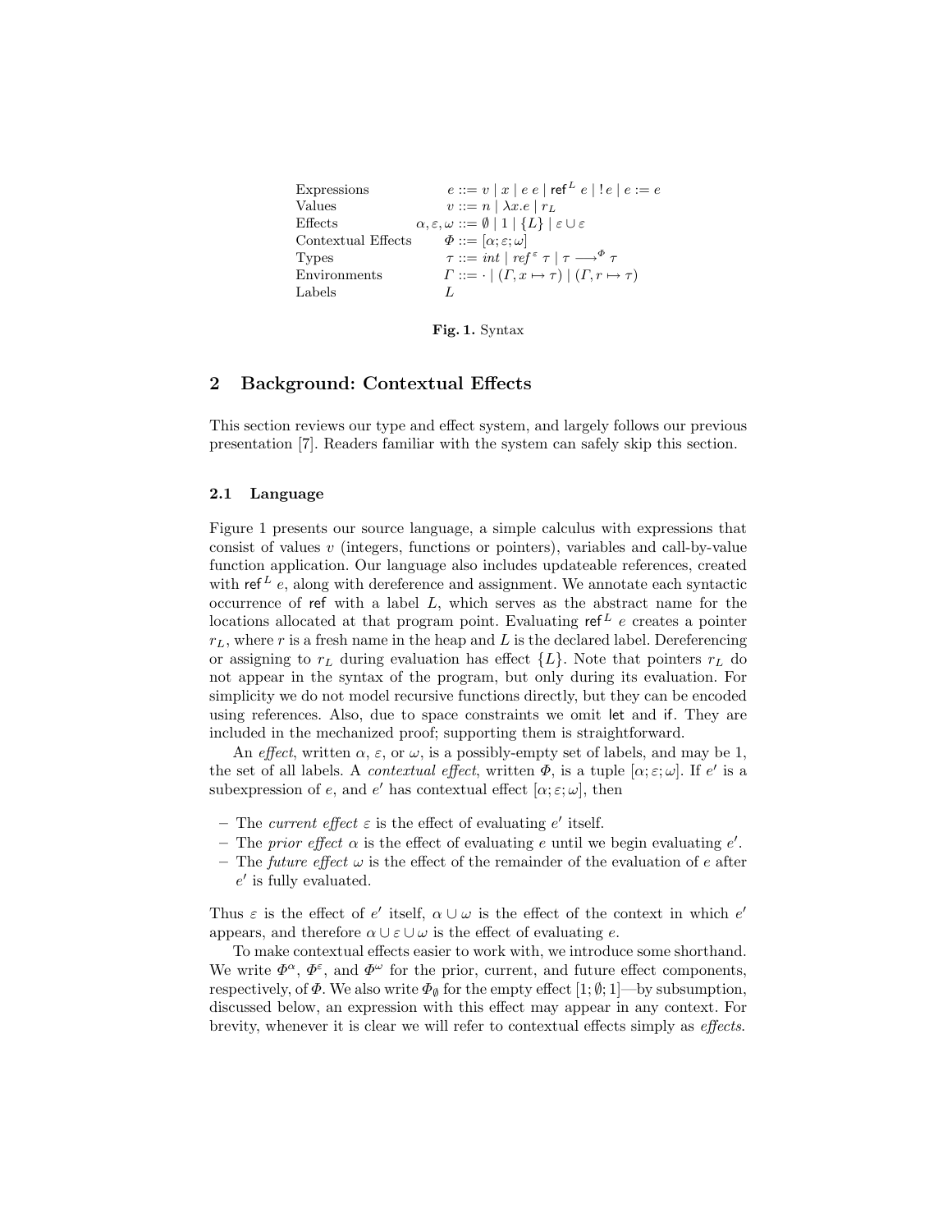| | |
|---|---|
| Expressions | $e ::= v \mid x \mid e\ e \mid \mathsf{ref}^L\ e \mid !\,e \mid e := e$ |
| Values | $v ::= n \mid \lambda x.e \mid r_L$ |
| Effects | $\alpha, \varepsilon, \omega ::= \emptyset \mid 1 \mid \{L\} \mid \varepsilon \cup \varepsilon$ |
| Contextual Effects | $\Phi ::= [\alpha; \varepsilon; \omega]$ |
| Types | $\tau ::= int \mid ref^{\varepsilon}\ \tau \mid \tau \longrightarrow^{\Phi} \tau$ |
| Environments | $\Gamma ::= \cdot \mid (\Gamma, x \mapsto \tau) \mid (\Gamma, r \mapsto \tau)$ |
| Labels | $L$ |

**Fig. 1.** Syntax

## 2 Background: Contextual Effects

This section reviews our type and effect system, and largely follows our previous presentation [7]. Readers familiar with the system can safely skip this section.

### 2.1 Language

Figure 1 presents our source language, a simple calculus with expressions that consist of values $v$ (integers, functions or pointers), variables and call-by-value function application. Our language also includes updateable references, created with $\mathsf{ref}^L\ e$, along with dereference and assignment. We annotate each syntactic occurrence of ref with a label $L$, which serves as the abstract name for the locations allocated at that program point. Evaluating $\mathsf{ref}^L\ e$ creates a pointer $r_L$, where $r$ is a fresh name in the heap and $L$ is the declared label. Dereferencing or assigning to $r_L$ during evaluation has effect $\{L\}$. Note that pointers $r_L$ do not appear in the syntax of the program, but only during its evaluation. For simplicity we do not model recursive functions directly, but they can be encoded using references. Also, due to space constraints we omit let and if. They are included in the mechanized proof; supporting them is straightforward.

An *effect*, written $\alpha$, $\varepsilon$, or $\omega$, is a possibly-empty set of labels, and may be 1, the set of all labels. A *contextual effect*, written $\Phi$, is a tuple $[\alpha; \varepsilon; \omega]$. If $e'$ is a subexpression of $e$, and $e'$ has contextual effect $[\alpha; \varepsilon; \omega]$, then

- The *current effect* $\varepsilon$ is the effect of evaluating $e'$ itself.
- The *prior effect* $\alpha$ is the effect of evaluating $e$ until we begin evaluating $e'$.
- The *future effect* $\omega$ is the effect of the remainder of the evaluation of $e$ after $e'$ is fully evaluated.

Thus $\varepsilon$ is the effect of $e'$ itself, $\alpha \cup \omega$ is the effect of the context in which $e'$ appears, and therefore $\alpha \cup \varepsilon \cup \omega$ is the effect of evaluating $e$.

To make contextual effects easier to work with, we introduce some shorthand. We write $\Phi^{\alpha}$, $\Phi^{\varepsilon}$, and $\Phi^{\omega}$ for the prior, current, and future effect components, respectively, of $\Phi$. We also write $\Phi_{\emptyset}$ for the empty effect $[1; \emptyset; 1]$—by subsumption, discussed below, an expression with this effect may appear in any context. For brevity, whenever it is clear we will refer to contextual effects simply as *effects*.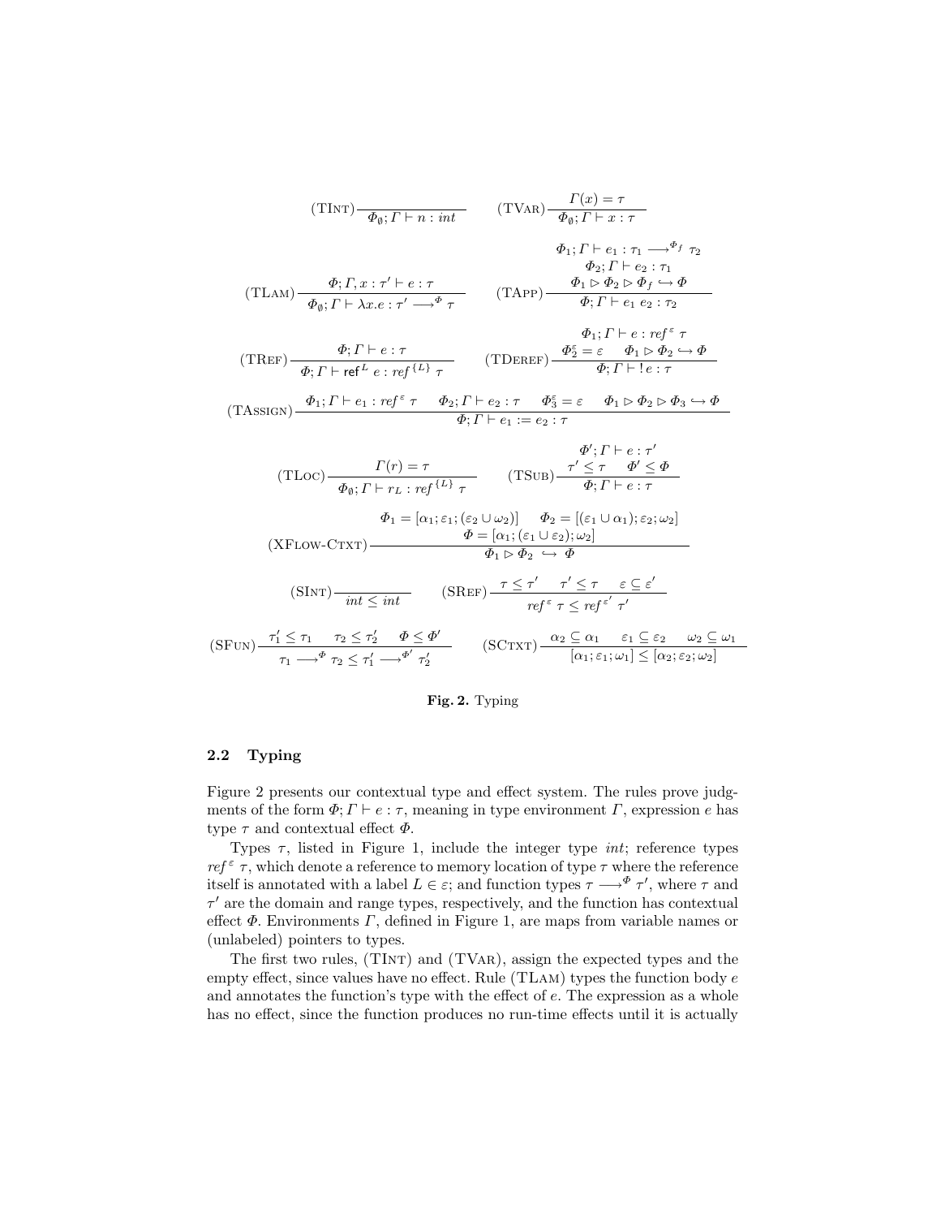$$(\text{TInt})\frac{}{\Phi_\emptyset; \Gamma \vdash n : int} \qquad (\text{TVar})\frac{\Gamma(x) = \tau}{\Phi_\emptyset; \Gamma \vdash x : \tau}$$

$$(\text{TLam})\frac{\Phi; \Gamma, x : \tau' \vdash e : \tau}{\Phi_\emptyset; \Gamma \vdash \lambda x.e : \tau' \longrightarrow^{\Phi} \tau} \qquad (\text{TApp})\frac{\begin{array}{c}\Phi_1; \Gamma \vdash e_1 : \tau_1 \longrightarrow^{\Phi_f} \tau_2 \\ \Phi_2; \Gamma \vdash e_2 : \tau_1 \\ \Phi_1 \rhd \Phi_2 \rhd \Phi_f \hookrightarrow \Phi\end{array}}{\Phi; \Gamma \vdash e_1\ e_2 : \tau_2}$$

$$(\text{TRef})\frac{\Phi; \Gamma \vdash e : \tau}{\Phi; \Gamma \vdash \mathsf{ref}^L\ e : ref^{\{L\}}\ \tau} \qquad (\text{TDeref})\frac{\begin{array}{c}\Phi_1; \Gamma \vdash e : ref^{\varepsilon}\ \tau \\ \Phi_2^{\varepsilon} = \varepsilon \quad \Phi_1 \rhd \Phi_2 \hookrightarrow \Phi\end{array}}{\Phi; \Gamma \vdash\ !\,e : \tau}$$

$$(\text{TAssign})\frac{\Phi_1; \Gamma \vdash e_1 : ref^{\varepsilon}\ \tau \quad \Phi_2; \Gamma \vdash e_2 : \tau \quad \Phi_3^{\varepsilon} = \varepsilon \quad \Phi_1 \rhd \Phi_2 \rhd \Phi_3 \hookrightarrow \Phi}{\Phi; \Gamma \vdash e_1 := e_2 : \tau}$$

$$(\text{TLoc})\frac{\Gamma(r) = \tau}{\Phi_\emptyset; \Gamma \vdash r_L : ref^{\{L\}}\ \tau} \qquad (\text{TSub})\frac{\begin{array}{c}\Phi'; \Gamma \vdash e : \tau' \\ \tau' \leq \tau \quad \Phi' \leq \Phi\end{array}}{\Phi; \Gamma \vdash e : \tau}$$

$$(\text{XFlow-Ctxt})\frac{\begin{array}{c}\Phi_1 = [\alpha_1; \varepsilon_1; (\varepsilon_2 \cup \omega_2)] \quad \Phi_2 = [(\varepsilon_1 \cup \alpha_1); \varepsilon_2; \omega_2] \\ \Phi = [\alpha_1; (\varepsilon_1 \cup \varepsilon_2); \omega_2]\end{array}}{\Phi_1 \rhd \Phi_2 \ \hookrightarrow\ \Phi}$$

$$(\text{SInt})\frac{}{int \leq int} \qquad (\text{SRef})\frac{\tau \leq \tau' \quad \tau' \leq \tau \quad \varepsilon \subseteq \varepsilon'}{ref^{\varepsilon}\ \tau \leq ref^{\varepsilon'}\ \tau'}$$

$$(\text{SFun})\frac{\tau_1' \leq \tau_1 \quad \tau_2 \leq \tau_2' \quad \Phi \leq \Phi'}{\tau_1 \longrightarrow^{\Phi} \tau_2 \leq \tau_1' \longrightarrow^{\Phi'} \tau_2'} \qquad (\text{SCtxt})\frac{\alpha_2 \subseteq \alpha_1 \quad \varepsilon_1 \subseteq \varepsilon_2 \quad \omega_2 \subseteq \omega_1}{[\alpha_1; \varepsilon_1; \omega_1] \leq [\alpha_2; \varepsilon_2; \omega_2]}$$

**Fig. 2.** Typing

### 2.2 Typing

Figure 2 presents our contextual type and effect system. The rules prove judgments of the form $\Phi; \Gamma \vdash e : \tau$, meaning in type environment $\Gamma$, expression $e$ has type $\tau$ and contextual effect $\Phi$.

Types $\tau$, listed in Figure 1, include the integer type $int$; reference types $ref^{\varepsilon}\ \tau$, which denote a reference to memory location of type $\tau$ where the reference itself is annotated with a label $L \in \varepsilon$; and function types $\tau \longrightarrow^{\Phi} \tau'$, where $\tau$ and $\tau'$ are the domain and range types, respectively, and the function has contextual effect $\Phi$. Environments $\Gamma$, defined in Figure 1, are maps from variable names or (unlabeled) pointers to types.

The first two rules, (TInt) and (TVar), assign the expected types and the empty effect, since values have no effect. Rule (TLam) types the function body $e$ and annotates the function's type with the effect of $e$. The expression as a whole has no effect, since the function produces no run-time effects until it is actually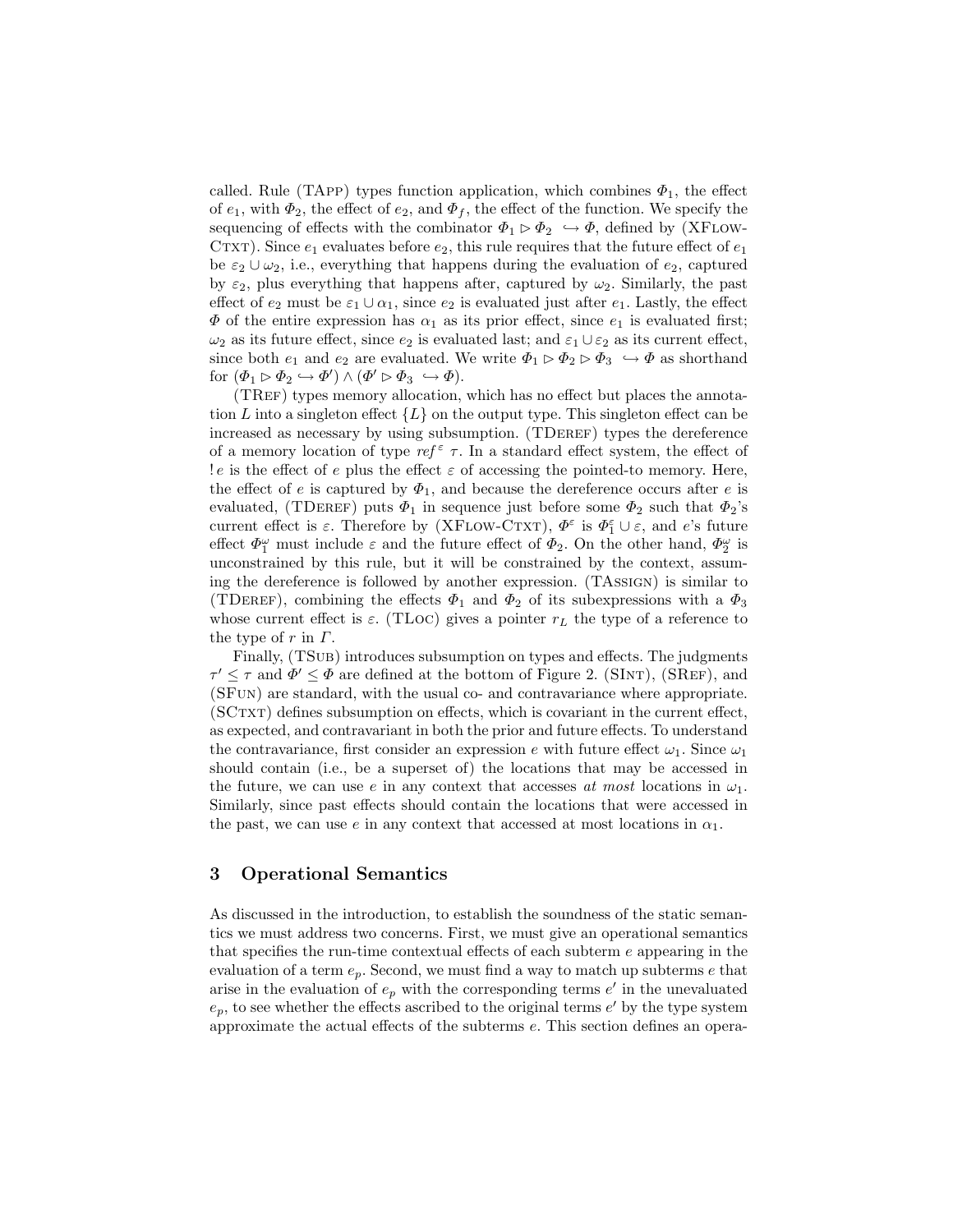called. Rule (TApp) types function application, which combines $\Phi_1$, the effect of $e_1$, with $\Phi_2$, the effect of $e_2$, and $\Phi_f$, the effect of the function. We specify the sequencing of effects with the combinator $\Phi_1 \rhd \Phi_2 \hookrightarrow \Phi$, defined by (XFlow-Ctxt). Since $e_1$ evaluates before $e_2$, this rule requires that the future effect of $e_1$ be $\varepsilon_2 \cup \omega_2$, i.e., everything that happens during the evaluation of $e_2$, captured by $\varepsilon_2$, plus everything that happens after, captured by $\omega_2$. Similarly, the past effect of $e_2$ must be $\varepsilon_1 \cup \alpha_1$, since $e_2$ is evaluated just after $e_1$. Lastly, the effect $\Phi$ of the entire expression has $\alpha_1$ as its prior effect, since $e_1$ is evaluated first; $\omega_2$ as its future effect, since $e_2$ is evaluated last; and $\varepsilon_1 \cup \varepsilon_2$ as its current effect, since both $e_1$ and $e_2$ are evaluated. We write $\Phi_1 \rhd \Phi_2 \rhd \Phi_3 \hookrightarrow \Phi$ as shorthand for $(\Phi_1 \rhd \Phi_2 \hookrightarrow \Phi') \wedge (\Phi' \rhd \Phi_3 \hookrightarrow \Phi)$.

(TRef) types memory allocation, which has no effect but places the annotation $L$ into a singleton effect $\{L\}$ on the output type. This singleton effect can be increased as necessary by using subsumption. (TDeref) types the dereference of a memory location of type $ref^{\varepsilon}\ \tau$. In a standard effect system, the effect of $!\,e$ is the effect of $e$ plus the effect $\varepsilon$ of accessing the pointed-to memory. Here, the effect of $e$ is captured by $\Phi_1$, and because the dereference occurs after $e$ is evaluated, (TDeref) puts $\Phi_1$ in sequence just before some $\Phi_2$ such that $\Phi_2$'s current effect is $\varepsilon$. Therefore by (XFlow-Ctxt), $\Phi^{\varepsilon}$ is $\Phi_1^{\varepsilon} \cup \varepsilon$, and $e$'s future effect $\Phi_1^{\omega}$ must include $\varepsilon$ and the future effect of $\Phi_2$. On the other hand, $\Phi_2^{\omega}$ is unconstrained by this rule, but it will be constrained by the context, assuming the dereference is followed by another expression. (TAssign) is similar to (TDeref), combining the effects $\Phi_1$ and $\Phi_2$ of its subexpressions with a $\Phi_3$ whose current effect is $\varepsilon$. (TLoc) gives a pointer $r_L$ the type of a reference to the type of $r$ in $\Gamma$.

Finally, (TSub) introduces subsumption on types and effects. The judgments $\tau' \leq \tau$ and $\Phi' \leq \Phi$ are defined at the bottom of Figure 2. (SInt), (SRef), and (SFun) are standard, with the usual co- and contravariance where appropriate. (SCtxt) defines subsumption on effects, which is covariant in the current effect, as expected, and contravariant in both the prior and future effects. To understand the contravariance, first consider an expression $e$ with future effect $\omega_1$. Since $\omega_1$ should contain (i.e., be a superset of) the locations that may be accessed in the future, we can use $e$ in any context that accesses *at most* locations in $\omega_1$. Similarly, since past effects should contain the locations that were accessed in the past, we can use $e$ in any context that accessed at most locations in $\alpha_1$.

## 3 Operational Semantics

As discussed in the introduction, to establish the soundness of the static semantics we must address two concerns. First, we must give an operational semantics that specifies the run-time contextual effects of each subterm $e$ appearing in the evaluation of a term $e_p$. Second, we must find a way to match up subterms $e$ that arise in the evaluation of $e_p$ with the corresponding terms $e'$ in the unevaluated $e_p$, to see whether the effects ascribed to the original terms $e'$ by the type system approximate the actual effects of the subterms $e$. This section defines an opera-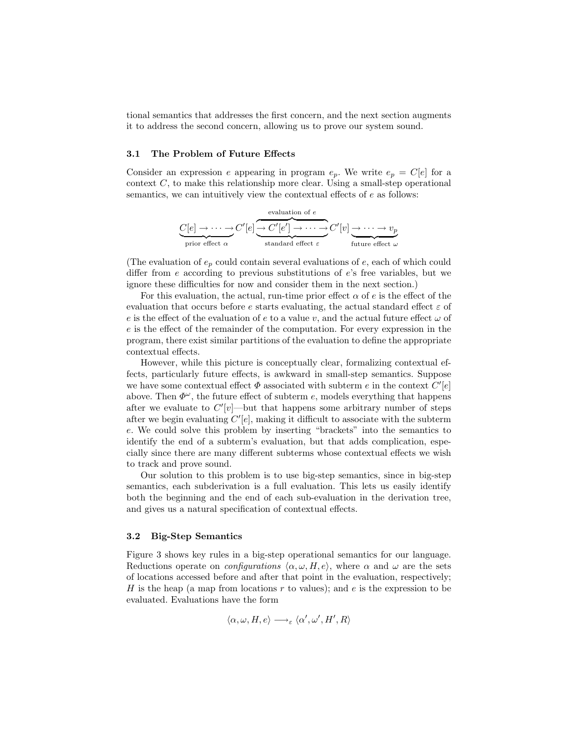tional semantics that addresses the first concern, and the next section augments it to address the second concern, allowing us to prove our system sound.

### 3.1 The Problem of Future Effects

Consider an expression $e$ appearing in program $e_p$. We write $e_p = C[e]$ for a context $C$, to make this relationship more clear. Using a small-step operational semantics, we can intuitively view the contextual effects of $e$ as follows:

$$\underbrace{C[e] \to \cdots \to}_{\text{prior effect } \alpha} C'[e] \overbrace{\underbrace{\to C'[e'] \to \cdots \to}_{\text{standard effect } \varepsilon}}^{\text{evaluation of } e} C'[v] \underbrace{\to \cdots \to v_p}_{\text{future effect } \omega}$$

(The evaluation of $e_p$ could contain several evaluations of $e$, each of which could differ from $e$ according to previous substitutions of $e$'s free variables, but we ignore these difficulties for now and consider them in the next section.)

For this evaluation, the actual, run-time prior effect $\alpha$ of $e$ is the effect of the evaluation that occurs before $e$ starts evaluating, the actual standard effect $\varepsilon$ of $e$ is the effect of the evaluation of $e$ to a value $v$, and the actual future effect $\omega$ of $e$ is the effect of the remainder of the computation. For every expression in the program, there exist similar partitions of the evaluation to define the appropriate contextual effects.

However, while this picture is conceptually clear, formalizing contextual effects, particularly future effects, is awkward in small-step semantics. Suppose we have some contextual effect $\Phi$ associated with subterm $e$ in the context $C'[e]$ above. Then $\Phi^{\omega}$, the future effect of subterm $e$, models everything that happens after we evaluate to $C'[v]$—but that happens some arbitrary number of steps after we begin evaluating $C'[e]$, making it difficult to associate with the subterm $e$. We could solve this problem by inserting "brackets" into the semantics to identify the end of a subterm's evaluation, but that adds complication, especially since there are many different subterms whose contextual effects we wish to track and prove sound.

Our solution to this problem is to use big-step semantics, since in big-step semantics, each subderivation is a full evaluation. This lets us easily identify both the beginning and the end of each sub-evaluation in the derivation tree, and gives us a natural specification of contextual effects.

### 3.2 Big-Step Semantics

Figure 3 shows key rules in a big-step operational semantics for our language. Reductions operate on *configurations* $\langle \alpha, \omega, H, e \rangle$, where $\alpha$ and $\omega$ are the sets of locations accessed before and after that point in the evaluation, respectively; $H$ is the heap (a map from locations $r$ to values); and $e$ is the expression to be evaluated. Evaluations have the form

$$\langle \alpha, \omega, H, e \rangle \longrightarrow_{\varepsilon} \langle \alpha', \omega', H', R \rangle$$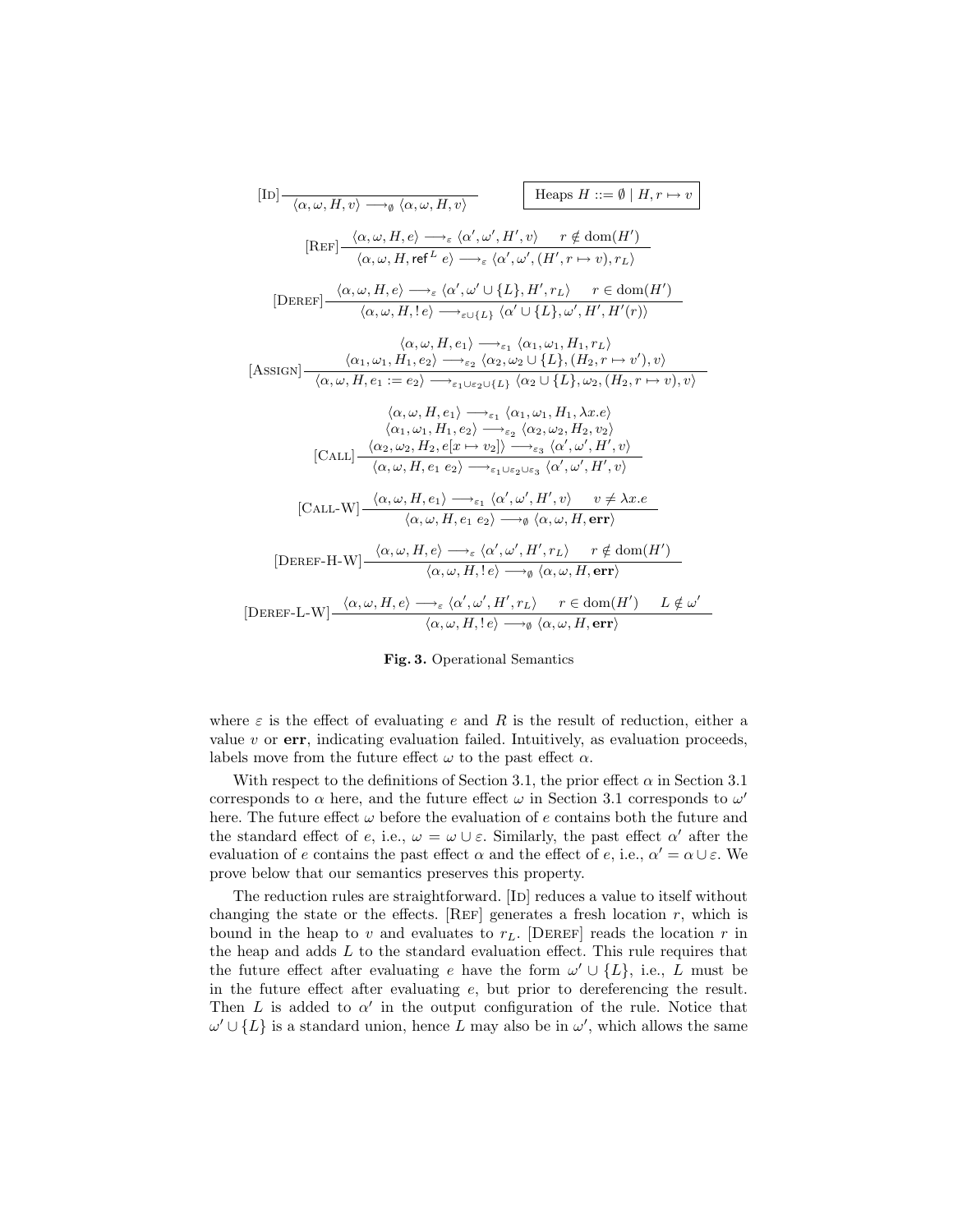$$
[\textsc{Id}]\frac{}{\langle \alpha, \omega, H, v\rangle \longrightarrow_{\emptyset} \langle \alpha, \omega, H, v\rangle}
\qquad
\boxed{\text{Heaps } H ::= \emptyset \mid H, r \mapsto v}
$$

$$
[\textsc{Ref}]\frac{\langle \alpha, \omega, H, e\rangle \longrightarrow_{\varepsilon} \langle \alpha', \omega', H', v\rangle \qquad r \notin \mathrm{dom}(H')}{\langle \alpha, \omega, H, \mathsf{ref}^{L}\ e\rangle \longrightarrow_{\varepsilon} \langle \alpha', \omega', (H', r \mapsto v), r_L\rangle}
$$

$$
[\textsc{Deref}]\frac{\langle \alpha, \omega, H, e\rangle \longrightarrow_{\varepsilon} \langle \alpha', \omega' \cup \{L\}, H', r_L\rangle \qquad r \in \mathrm{dom}(H')}{\langle \alpha, \omega, H, !\, e\rangle \longrightarrow_{\varepsilon \cup \{L\}} \langle \alpha' \cup \{L\}, \omega', H', H'(r)\rangle}
$$

$$
[\textsc{Assign}]\frac{\begin{array}{c}\langle \alpha, \omega, H, e_1\rangle \longrightarrow_{\varepsilon_1} \langle \alpha_1, \omega_1, H_1, r_L\rangle \\ \langle \alpha_1, \omega_1, H_1, e_2\rangle \longrightarrow_{\varepsilon_2} \langle \alpha_2, \omega_2 \cup \{L\}, (H_2, r \mapsto v'), v\rangle\end{array}}{\langle \alpha, \omega, H, e_1 := e_2\rangle \longrightarrow_{\varepsilon_1 \cup \varepsilon_2 \cup \{L\}} \langle \alpha_2 \cup \{L\}, \omega_2, (H_2, r \mapsto v), v\rangle}
$$

$$
[\textsc{Call}]\frac{\begin{array}{c}\langle \alpha, \omega, H, e_1\rangle \longrightarrow_{\varepsilon_1} \langle \alpha_1, \omega_1, H_1, \lambda x.e\rangle \\ \langle \alpha_1, \omega_1, H_1, e_2\rangle \longrightarrow_{\varepsilon_2} \langle \alpha_2, \omega_2, H_2, v_2\rangle \\ \langle \alpha_2, \omega_2, H_2, e[x \mapsto v_2]\rangle \longrightarrow_{\varepsilon_3} \langle \alpha', \omega', H', v\rangle\end{array}}{\langle \alpha, \omega, H, e_1\ e_2\rangle \longrightarrow_{\varepsilon_1 \cup \varepsilon_2 \cup \varepsilon_3} \langle \alpha', \omega', H', v\rangle}
$$

$$
[\textsc{Call-W}]\frac{\langle \alpha, \omega, H, e_1\rangle \longrightarrow_{\varepsilon_1} \langle \alpha', \omega', H', v\rangle \qquad v \neq \lambda x.e}{\langle \alpha, \omega, H, e_1\ e_2\rangle \longrightarrow_{\emptyset} \langle \alpha, \omega, H, \mathbf{err}\rangle}
$$

$$
[\textsc{Deref-H-W}]\frac{\langle \alpha, \omega, H, e\rangle \longrightarrow_{\varepsilon} \langle \alpha', \omega', H', r_L\rangle \qquad r \notin \mathrm{dom}(H')}{\langle \alpha, \omega, H, !\, e\rangle \longrightarrow_{\emptyset} \langle \alpha, \omega, H, \mathbf{err}\rangle}
$$

$$
[\textsc{Deref-L-W}]\frac{\langle \alpha, \omega, H, e\rangle \longrightarrow_{\varepsilon} \langle \alpha', \omega', H', r_L\rangle \qquad r \in \mathrm{dom}(H') \qquad L \notin \omega'}{\langle \alpha, \omega, H, !\, e\rangle \longrightarrow_{\emptyset} \langle \alpha, \omega, H, \mathbf{err}\rangle}
$$

**Fig. 3.** Operational Semantics

where $\varepsilon$ is the effect of evaluating $e$ and $R$ is the result of reduction, either a value $v$ or **err**, indicating evaluation failed. Intuitively, as evaluation proceeds, labels move from the future effect $\omega$ to the past effect $\alpha$.

With respect to the definitions of Section 3.1, the prior effect $\alpha$ in Section 3.1 corresponds to $\alpha$ here, and the future effect $\omega$ in Section 3.1 corresponds to $\omega'$ here. The future effect $\omega$ before the evaluation of $e$ contains both the future and the standard effect of $e$, i.e., $\omega = \omega \cup \varepsilon$. Similarly, the past effect $\alpha'$ after the evaluation of $e$ contains the past effect $\alpha$ and the effect of $e$, i.e., $\alpha' = \alpha \cup \varepsilon$. We prove below that our semantics preserves this property.

The reduction rules are straightforward. [Id] reduces a value to itself without changing the state or the effects. [Ref] generates a fresh location $r$, which is bound in the heap to $v$ and evaluates to $r_L$. [Deref] reads the location $r$ in the heap and adds $L$ to the standard evaluation effect. This rule requires that the future effect after evaluating $e$ have the form $\omega' \cup \{L\}$, i.e., $L$ must be in the future effect after evaluating $e$, but prior to dereferencing the result. Then $L$ is added to $\alpha'$ in the output configuration of the rule. Notice that $\omega' \cup \{L\}$ is a standard union, hence $L$ may also be in $\omega'$, which allows the same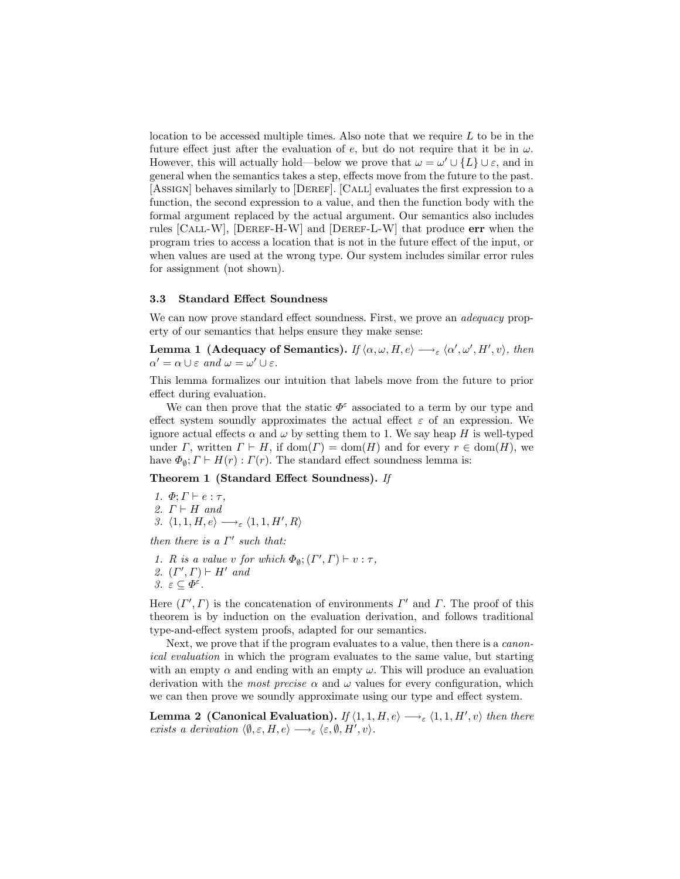location to be accessed multiple times. Also note that we require $L$ to be in the future effect just after the evaluation of $e$, but do not require that it be in $\omega$. However, this will actually hold—below we prove that $\omega = \omega' \cup \{L\} \cup \varepsilon$, and in general when the semantics takes a step, effects move from the future to the past. [Assign] behaves similarly to [Deref]. [Call] evaluates the first expression to a function, the second expression to a value, and then the function body with the formal argument replaced by the actual argument. Our semantics also includes rules [Call-W], [Deref-H-W] and [Deref-L-W] that produce **err** when the program tries to access a location that is not in the future effect of the input, or when values are used at the wrong type. Our system includes similar error rules for assignment (not shown).

### 3.3 Standard Effect Soundness

We can now prove standard effect soundness. First, we prove an *adequacy* property of our semantics that helps ensure they make sense:

**Lemma 1 (Adequacy of Semantics).** *If $\langle \alpha, \omega, H, e\rangle \longrightarrow_\varepsilon \langle \alpha', \omega', H', v\rangle$, then $\alpha' = \alpha \cup \varepsilon$ and $\omega = \omega' \cup \varepsilon$.*

This lemma formalizes our intuition that labels move from the future to prior effect during evaluation.

We can then prove that the static $\Phi^\varepsilon$ associated to a term by our type and effect system soundly approximates the actual effect $\varepsilon$ of an expression. We ignore actual effects $\alpha$ and $\omega$ by setting them to 1. We say heap $H$ is well-typed under $\Gamma$, written $\Gamma \vdash H$, if $\mathrm{dom}(\Gamma) = \mathrm{dom}(H)$ and for every $r \in \mathrm{dom}(H)$, we have $\Phi_\emptyset; \Gamma \vdash H(r) : \Gamma(r)$. The standard effect soundness lemma is:

**Theorem 1 (Standard Effect Soundness).** *If*

1. $\Phi; \Gamma \vdash e : \tau$,
2. $\Gamma \vdash H$ *and*
3. $\langle 1, 1, H, e\rangle \longrightarrow_\varepsilon \langle 1, 1, H', R\rangle$

*then there is a $\Gamma'$ such that:*

1. *$R$ is a value $v$ for which $\Phi_\emptyset; (\Gamma', \Gamma) \vdash v : \tau$,*
2. $(\Gamma', \Gamma) \vdash H'$ *and*
3. $\varepsilon \subseteq \Phi^\varepsilon$.

Here $(\Gamma', \Gamma)$ is the concatenation of environments $\Gamma'$ and $\Gamma$. The proof of this theorem is by induction on the evaluation derivation, and follows traditional type-and-effect system proofs, adapted for our semantics.

Next, we prove that if the program evaluates to a value, then there is a *canonical evaluation* in which the program evaluates to the same value, but starting with an empty $\alpha$ and ending with an empty $\omega$. This will produce an evaluation derivation with the *most precise* $\alpha$ and $\omega$ values for every configuration, which we can then prove we soundly approximate using our type and effect system.

**Lemma 2 (Canonical Evaluation).** *If $\langle 1, 1, H, e\rangle \longrightarrow_\varepsilon \langle 1, 1, H', v\rangle$ then there exists a derivation $\langle \emptyset, \varepsilon, H, e\rangle \longrightarrow_\varepsilon \langle \varepsilon, \emptyset, H', v\rangle$.*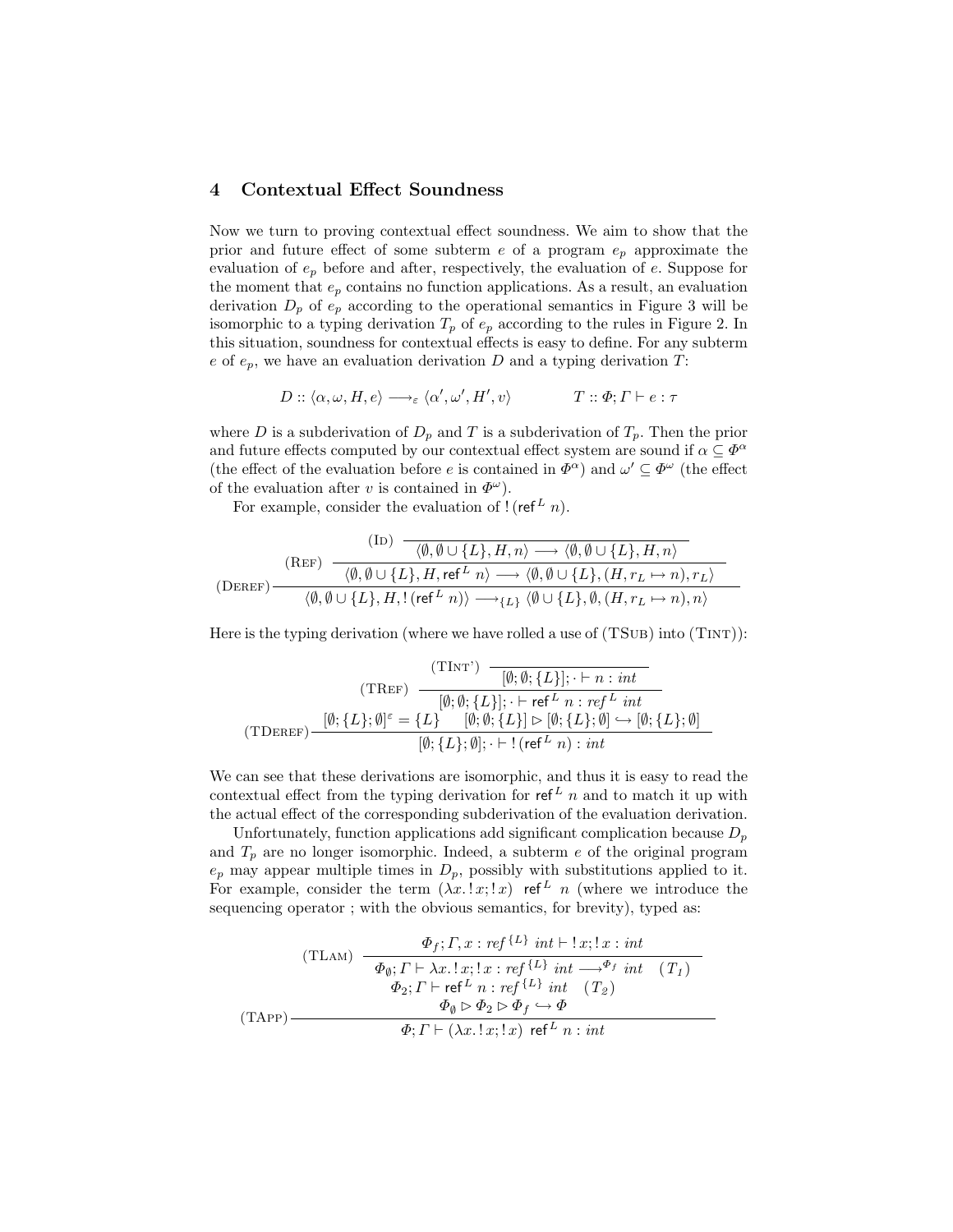## 4 Contextual Effect Soundness

Now we turn to proving contextual effect soundness. We aim to show that the prior and future effect of some subterm $e$ of a program $e_p$ approximate the evaluation of $e_p$ before and after, respectively, the evaluation of $e$. Suppose for the moment that $e_p$ contains no function applications. As a result, an evaluation derivation $D_p$ of $e_p$ according to the operational semantics in Figure 3 will be isomorphic to a typing derivation $T_p$ of $e_p$ according to the rules in Figure 2. In this situation, soundness for contextual effects is easy to define. For any subterm $e$ of $e_p$, we have an evaluation derivation $D$ and a typing derivation $T$:

$$D :: \langle \alpha, \omega, H, e \rangle \longrightarrow_{\varepsilon} \langle \alpha', \omega', H', v \rangle \qquad\qquad T :: \Phi; \Gamma \vdash e : \tau$$

where $D$ is a subderivation of $D_p$ and $T$ is a subderivation of $T_p$. Then the prior and future effects computed by our contextual effect system are sound if $\alpha \subseteq \Phi^{\alpha}$ (the effect of the evaluation before $e$ is contained in $\Phi^{\alpha}$) and $\omega' \subseteq \Phi^{\omega}$ (the effect of the evaluation after $v$ is contained in $\Phi^{\omega}$).

For example, consider the evaluation of $!\,(\mathsf{ref}^L\ n)$.

$$\text{(Deref)}\dfrac{\text{(Ref)}\dfrac{\text{(Id)}\dfrac{}{\langle \emptyset, \emptyset \cup \{L\}, H, n \rangle \longrightarrow \langle \emptyset, \emptyset \cup \{L\}, H, n \rangle}}{\langle \emptyset, \emptyset \cup \{L\}, H, \mathsf{ref}^L\ n \rangle \longrightarrow \langle \emptyset, \emptyset \cup \{L\}, (H, r_L \mapsto n), r_L \rangle}}{\langle \emptyset, \emptyset \cup \{L\}, H, !\,(\mathsf{ref}^L\ n) \rangle \longrightarrow_{\{L\}} \langle \emptyset \cup \{L\}, \emptyset, (H, r_L \mapsto n), n \rangle}$$

Here is the typing derivation (where we have rolled a use of (TSub) into (TInt)):

$$\text{(TDeref)}\dfrac{[\emptyset;\{L\};\emptyset]^{\varepsilon} = \{L\} \quad \text{(TRef)}\dfrac{\text{(TInt')}\dfrac{}{[\emptyset;\emptyset;\{L\}];\cdot \vdash n : int}}{[\emptyset;\emptyset;\{L\}];\cdot \vdash \mathsf{ref}^L\ n : ref^L\ int} \quad [\emptyset;\emptyset;\{L\}] \rhd [\emptyset;\{L\};\emptyset] \hookrightarrow [\emptyset;\{L\};\emptyset]}{[\emptyset;\{L\};\emptyset];\cdot \vdash !\,(\mathsf{ref}^L\ n) : int}$$

We can see that these derivations are isomorphic, and thus it is easy to read the contextual effect from the typing derivation for $\mathsf{ref}^L\ n$ and to match it up with the actual effect of the corresponding subderivation of the evaluation derivation.

Unfortunately, function applications add significant complication because $D_p$ and $T_p$ are no longer isomorphic. Indeed, a subterm $e$ of the original program $e_p$ may appear multiple times in $D_p$, possibly with substitutions applied to it. For example, consider the term $(\lambda x.\,!x;!x)\ \ \mathsf{ref}^L\ n$ (where we introduce the sequencing operator ; with the obvious semantics, for brevity), typed as:

$$\text{(TApp)}\dfrac{\begin{array}{c}\text{(TLam)}\dfrac{\Phi_f;\Gamma, x : ref^{\{L\}}\ int \vdash !x;!x : int}{\Phi_{\emptyset};\Gamma \vdash \lambda x.\,!x;!x : ref^{\{L\}}\ int \longrightarrow^{\Phi_f} int} \quad (T_1) \\ \Phi_2;\Gamma \vdash \mathsf{ref}^L\ n : ref^{\{L\}}\ int \quad (T_2) \\ \Phi_{\emptyset} \rhd \Phi_2 \rhd \Phi_f \hookrightarrow \Phi\end{array}}{\Phi;\Gamma \vdash (\lambda x.\,!x;!x)\ \ \mathsf{ref}^L\ n : int}$$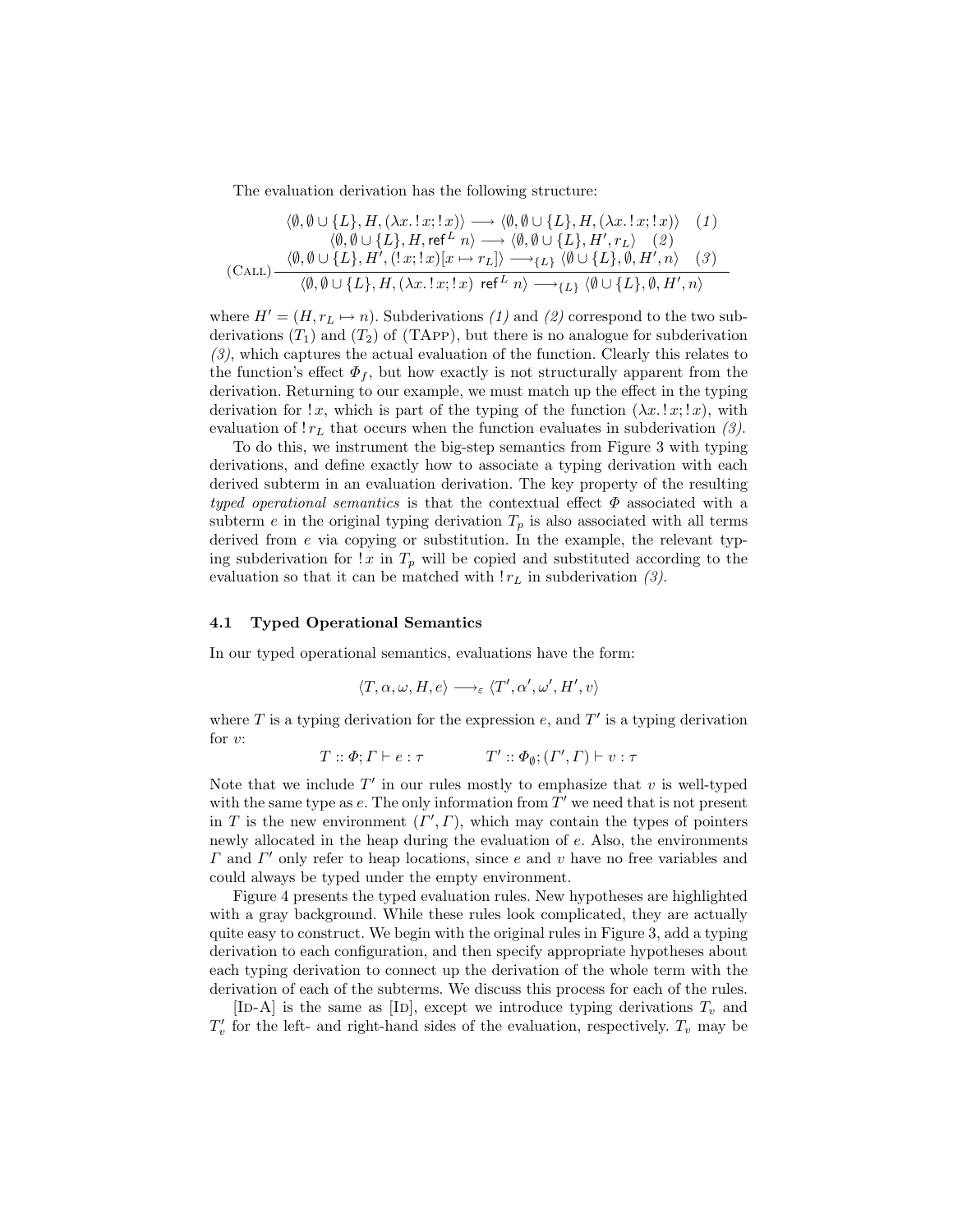The evaluation derivation has the following structure:

$$
(\textsc{Call})\,\frac{\begin{array}{c}\langle \emptyset, \emptyset \cup \{L\}, H, (\lambda x.\,!\,x;!\,x)\rangle \longrightarrow \langle \emptyset, \emptyset \cup \{L\}, H, (\lambda x.\,!\,x;!\,x)\rangle \quad (1) \\ \langle \emptyset, \emptyset \cup \{L\}, H, \mathsf{ref}^L\ n\rangle \longrightarrow \langle \emptyset, \emptyset \cup \{L\}, H', r_L\rangle \quad (2) \\ \langle \emptyset, \emptyset \cup \{L\}, H', (!\,x;!\,x)[x \mapsto r_L]\rangle \longrightarrow_{\{L\}} \langle \emptyset \cup \{L\}, \emptyset, H', n\rangle \quad (3)\end{array}}{\langle \emptyset, \emptyset \cup \{L\}, H, (\lambda x.\,!\,x;!\,x)\ \ \mathsf{ref}^L\ n\rangle \longrightarrow_{\{L\}} \langle \emptyset \cup \{L\}, \emptyset, H', n\rangle}
$$

where $H' = (H, r_L \mapsto n)$. Subderivations *(1)* and *(2)* correspond to the two subderivations $(T_1)$ and $(T_2)$ of (TApp), but there is no analogue for subderivation *(3)*, which captures the actual evaluation of the function. Clearly this relates to the function's effect $\Phi_f$, but how exactly is not structurally apparent from the derivation. Returning to our example, we must match up the effect in the typing derivation for $!\,x$, which is part of the typing of the function $(\lambda x.\,!\,x;!\,x)$, with evaluation of $!\,r_L$ that occurs when the function evaluates in subderivation *(3)*.

To do this, we instrument the big-step semantics from Figure 3 with typing derivations, and define exactly how to associate a typing derivation with each derived subterm in an evaluation derivation. The key property of the resulting *typed operational semantics* is that the contextual effect $\Phi$ associated with a subterm $e$ in the original typing derivation $T_p$ is also associated with all terms derived from $e$ via copying or substitution. In the example, the relevant typing subderivation for $!\,x$ in $T_p$ will be copied and substituted according to the evaluation so that it can be matched with $!\,r_L$ in subderivation *(3)*.

### 4.1 Typed Operational Semantics

In our typed operational semantics, evaluations have the form:

$$\langle T, \alpha, \omega, H, e\rangle \longrightarrow_\varepsilon \langle T', \alpha', \omega', H', v\rangle$$

where $T$ is a typing derivation for the expression $e$, and $T'$ is a typing derivation for $v$:

$$T :: \Phi; \Gamma \vdash e : \tau \qquad\qquad T' :: \Phi_\emptyset; (\Gamma', \Gamma) \vdash v : \tau$$

Note that we include $T'$ in our rules mostly to emphasize that $v$ is well-typed with the same type as $e$. The only information from $T'$ we need that is not present in $T$ is the new environment $(\Gamma', \Gamma)$, which may contain the types of pointers newly allocated in the heap during the evaluation of $e$. Also, the environments $\Gamma$ and $\Gamma'$ only refer to heap locations, since $e$ and $v$ have no free variables and could always be typed under the empty environment.

Figure 4 presents the typed evaluation rules. New hypotheses are highlighted with a gray background. While these rules look complicated, they are actually quite easy to construct. We begin with the original rules in Figure 3, add a typing derivation to each configuration, and then specify appropriate hypotheses about each typing derivation to connect up the derivation of the whole term with the derivation of each of the subterms. We discuss this process for each of the rules.

[Id-A] is the same as [Id], except we introduce typing derivations $T_v$ and $T'_v$ for the left- and right-hand sides of the evaluation, respectively. $T_v$ may be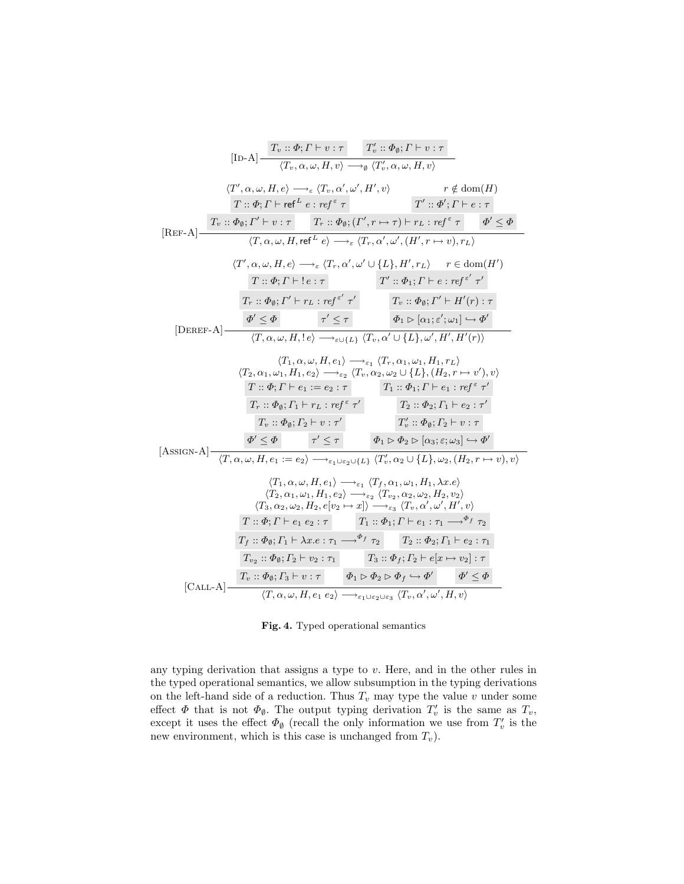$$
[\text{ID-A}]\;\frac{T_v :: \Phi;\Gamma \vdash v : \tau \qquad T'_v :: \Phi_\emptyset;\Gamma \vdash v : \tau}{\langle T_v, \alpha, \omega, H, v\rangle \longrightarrow_\emptyset \langle T'_v, \alpha, \omega, H, v\rangle}
$$

$$
[\text{REF-A}]\;\frac{\begin{array}{c}\langle T', \alpha, \omega, H, e\rangle \longrightarrow_\varepsilon \langle T_v, \alpha', \omega', H', v\rangle \qquad r \notin \mathrm{dom}(H) \\ T :: \Phi;\Gamma \vdash \mathsf{ref}^L\, e : \mathit{ref}^{\,\varepsilon}\,\tau \qquad T' :: \Phi';\Gamma \vdash e : \tau \\ T_v :: \Phi_\emptyset;\Gamma' \vdash v : \tau \qquad T_r :: \Phi_\emptyset;(\Gamma', r \mapsto \tau) \vdash r_L : \mathit{ref}^{\,\varepsilon}\,\tau \qquad \Phi' \leq \Phi\end{array}}{\langle T, \alpha, \omega, H, \mathsf{ref}^L\, e\rangle \longrightarrow_\varepsilon \langle T_r, \alpha', \omega', (H', r \mapsto v), r_L\rangle}
$$

$$
[\text{DEREF-A}]\;\frac{\begin{array}{c}\langle T', \alpha, \omega, H, e\rangle \longrightarrow_\varepsilon \langle T_r, \alpha', \omega' \cup \{L\}, H', r_L\rangle \qquad r \in \mathrm{dom}(H') \\ T :: \Phi;\Gamma \vdash\, !\,e : \tau \qquad T' :: \Phi_1;\Gamma \vdash e : \mathit{ref}^{\,\varepsilon'}\,\tau' \\ T_r :: \Phi_\emptyset;\Gamma' \vdash r_L : \mathit{ref}^{\,\varepsilon'}\,\tau' \qquad T_v :: \Phi_\emptyset;\Gamma' \vdash H'(r) : \tau \\ \Phi' \leq \Phi \qquad \tau' \leq \tau \qquad \Phi_1 \rhd [\alpha_1;\varepsilon';\omega_1] \hookrightarrow \Phi'\end{array}}{\langle T, \alpha, \omega, H, !\,e\rangle \longrightarrow_{\varepsilon \cup \{L\}} \langle T_v, \alpha' \cup \{L\}, \omega', H', H'(r)\rangle}
$$

$$
[\text{ASSIGN-A}]\;\frac{\begin{array}{c}\langle T_1, \alpha, \omega, H, e_1\rangle \longrightarrow_{\varepsilon_1} \langle T_r, \alpha_1, \omega_1, H_1, r_L\rangle \\ \langle T_2, \alpha_1, \omega_1, H_1, e_2\rangle \longrightarrow_{\varepsilon_2} \langle T_v, \alpha_2, \omega_2 \cup \{L\}, (H_2, r \mapsto v'), v\rangle \\ T :: \Phi;\Gamma \vdash e_1 := e_2 : \tau \qquad T_1 :: \Phi_1;\Gamma \vdash e_1 : \mathit{ref}^{\,\varepsilon}\,\tau' \\ T_r :: \Phi_\emptyset;\Gamma_1 \vdash r_L : \mathit{ref}^{\,\varepsilon}\,\tau' \qquad T_2 :: \Phi_2;\Gamma_1 \vdash e_2 : \tau' \\ T_v :: \Phi_\emptyset;\Gamma_2 \vdash v : \tau' \qquad T'_v :: \Phi_\emptyset;\Gamma_2 \vdash v : \tau \\ \Phi' \leq \Phi \qquad \tau' \leq \tau \qquad \Phi_1 \rhd \Phi_2 \rhd [\alpha_3;\varepsilon;\omega_3] \hookrightarrow \Phi'\end{array}}{\langle T, \alpha, \omega, H, e_1 := e_2\rangle \longrightarrow_{\varepsilon_1 \cup \varepsilon_2 \cup \{L\}} \langle T'_v, \alpha_2 \cup \{L\}, \omega_2, (H_2, r \mapsto v), v\rangle}
$$

$$
[\text{CALL-A}]\;\frac{\begin{array}{c}\langle T_1, \alpha, \omega, H, e_1\rangle \longrightarrow_{\varepsilon_1} \langle T_f, \alpha_1, \omega_1, H_1, \lambda x.e\rangle \\ \langle T_2, \alpha_1, \omega_1, H_1, e_2\rangle \longrightarrow_{\varepsilon_2} \langle T_{v_2}, \alpha_2, \omega_2, H_2, v_2\rangle \\ \langle T_3, \alpha_2, \omega_2, H_2, e[v_2 \mapsto x]\rangle \longrightarrow_{\varepsilon_3} \langle T_v, \alpha', \omega', H', v\rangle \\ T :: \Phi;\Gamma \vdash e_1\; e_2 : \tau \qquad T_1 :: \Phi_1;\Gamma \vdash e_1 : \tau_1 \longrightarrow^{\Phi_f} \tau_2 \\ T_f :: \Phi_\emptyset;\Gamma_1 \vdash \lambda x.e : \tau_1 \longrightarrow^{\Phi_f} \tau_2 \qquad T_2 :: \Phi_2;\Gamma_1 \vdash e_2 : \tau_1 \\ T_{v_2} :: \Phi_\emptyset;\Gamma_2 \vdash v_2 : \tau_1 \qquad T_3 :: \Phi_f;\Gamma_2 \vdash e[x \mapsto v_2] : \tau \\ T_v :: \Phi_\emptyset;\Gamma_3 \vdash v : \tau \qquad \Phi_1 \rhd \Phi_2 \rhd \Phi_f \hookrightarrow \Phi' \qquad \Phi' \leq \Phi\end{array}}{\langle T, \alpha, \omega, H, e_1\; e_2\rangle \longrightarrow_{\varepsilon_1 \cup \varepsilon_2 \cup \varepsilon_3} \langle T_v, \alpha', \omega', H, v\rangle}
$$

**Fig. 4.** Typed operational semantics

any typing derivation that assigns a type to $v$. Here, and in the other rules in the typed operational semantics, we allow subsumption in the typing derivations on the left-hand side of a reduction. Thus $T_v$ may type the value $v$ under some effect $\Phi$ that is not $\Phi_\emptyset$. The output typing derivation $T'_v$ is the same as $T_v$, except it uses the effect $\Phi_\emptyset$ (recall the only information we use from $T'_v$ is the new environment, which is this case is unchanged from $T_v$).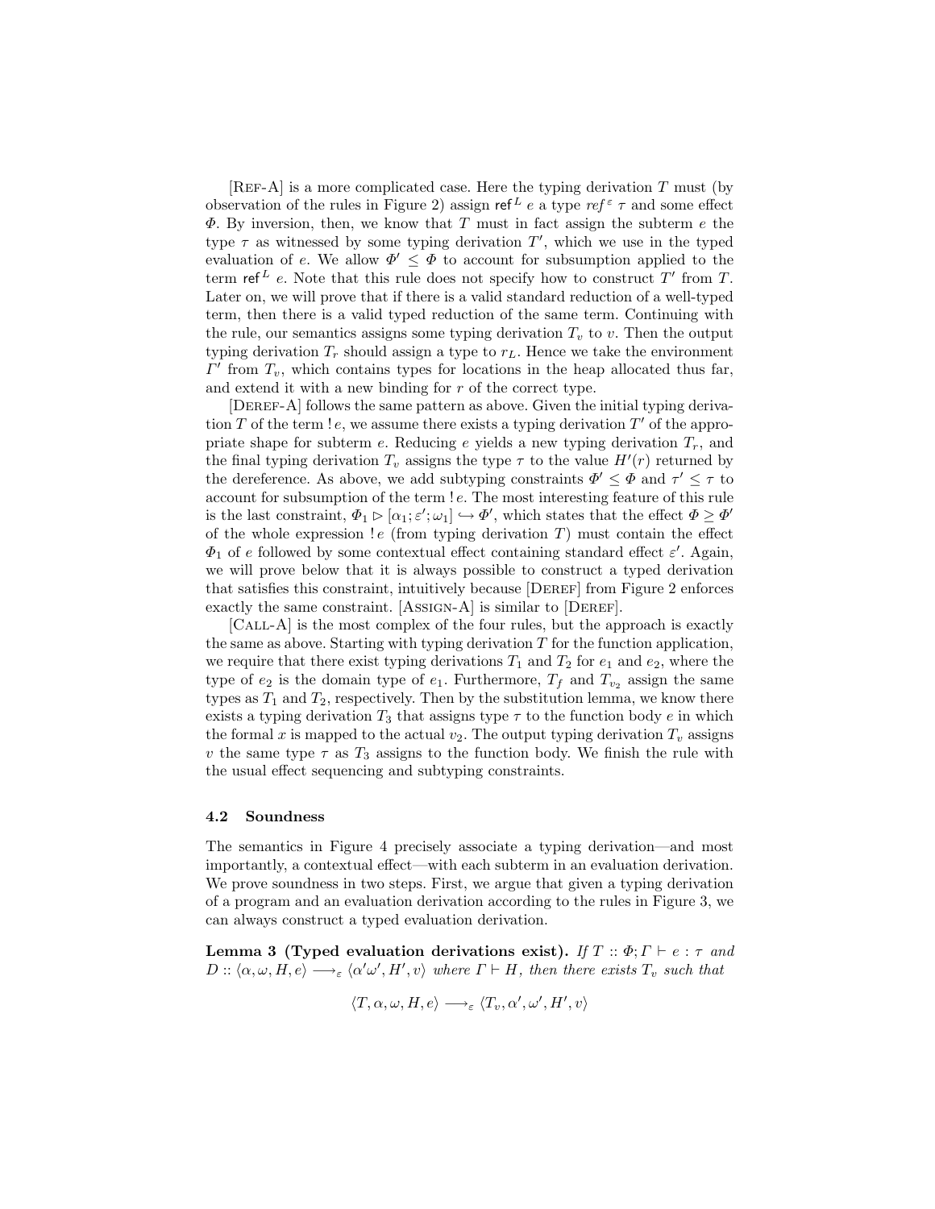[Ref-A] is a more complicated case. Here the typing derivation $T$ must (by observation of the rules in Figure 2) assign $\mathsf{ref}^L\ e$ a type $ref^{\varepsilon}\ \tau$ and some effect $\Phi$. By inversion, then, we know that $T$ must in fact assign the subterm $e$ the type $\tau$ as witnessed by some typing derivation $T'$, which we use in the typed evaluation of $e$. We allow $\Phi' \leq \Phi$ to account for subsumption applied to the term $\mathsf{ref}^L\ e$. Note that this rule does not specify how to construct $T'$ from $T$. Later on, we will prove that if there is a valid standard reduction of a well-typed term, then there is a valid typed reduction of the same term. Continuing with the rule, our semantics assigns some typing derivation $T_v$ to $v$. Then the output typing derivation $T_r$ should assign a type to $r_L$. Hence we take the environment $\Gamma'$ from $T_v$, which contains types for locations in the heap allocated thus far, and extend it with a new binding for $r$ of the correct type.

[Deref-A] follows the same pattern as above. Given the initial typing derivation $T$ of the term $!\,e$, we assume there exists a typing derivation $T'$ of the appropriate shape for subterm $e$. Reducing $e$ yields a new typing derivation $T_r$, and the final typing derivation $T_v$ assigns the type $\tau$ to the value $H'(r)$ returned by the dereference. As above, we add subtyping constraints $\Phi' \leq \Phi$ and $\tau' \leq \tau$ to account for subsumption of the term $!\,e$. The most interesting feature of this rule is the last constraint, $\Phi_1 \rhd [\alpha_1; \varepsilon'; \omega_1] \hookrightarrow \Phi'$, which states that the effect $\Phi \geq \Phi'$ of the whole expression $!\,e$ (from typing derivation $T$) must contain the effect $\Phi_1$ of $e$ followed by some contextual effect containing standard effect $\varepsilon'$. Again, we will prove below that it is always possible to construct a typed derivation that satisfies this constraint, intuitively because [Deref] from Figure 2 enforces exactly the same constraint. [Assign-A] is similar to [Deref].

[Call-A] is the most complex of the four rules, but the approach is exactly the same as above. Starting with typing derivation $T$ for the function application, we require that there exist typing derivations $T_1$ and $T_2$ for $e_1$ and $e_2$, where the type of $e_2$ is the domain type of $e_1$. Furthermore, $T_f$ and $T_{v_2}$ assign the same types as $T_1$ and $T_2$, respectively. Then by the substitution lemma, we know there exists a typing derivation $T_3$ that assigns type $\tau$ to the function body $e$ in which the formal $x$ is mapped to the actual $v_2$. The output typing derivation $T_v$ assigns $v$ the same type $\tau$ as $T_3$ assigns to the function body. We finish the rule with the usual effect sequencing and subtyping constraints.

### 4.2 Soundness

The semantics in Figure 4 precisely associate a typing derivation—and most importantly, a contextual effect—with each subterm in an evaluation derivation. We prove soundness in two steps. First, we argue that given a typing derivation of a program and an evaluation derivation according to the rules in Figure 3, we can always construct a typed evaluation derivation.

**Lemma 3 (Typed evaluation derivations exist).** *If $T :: \Phi; \Gamma \vdash e : \tau$ and $D :: \langle \alpha, \omega, H, e \rangle \longrightarrow_{\varepsilon} \langle \alpha'\omega', H', v \rangle$ where $\Gamma \vdash H$, then there exists $T_v$ such that*

$$\langle T, \alpha, \omega, H, e \rangle \longrightarrow_{\varepsilon} \langle T_v, \alpha', \omega', H', v \rangle$$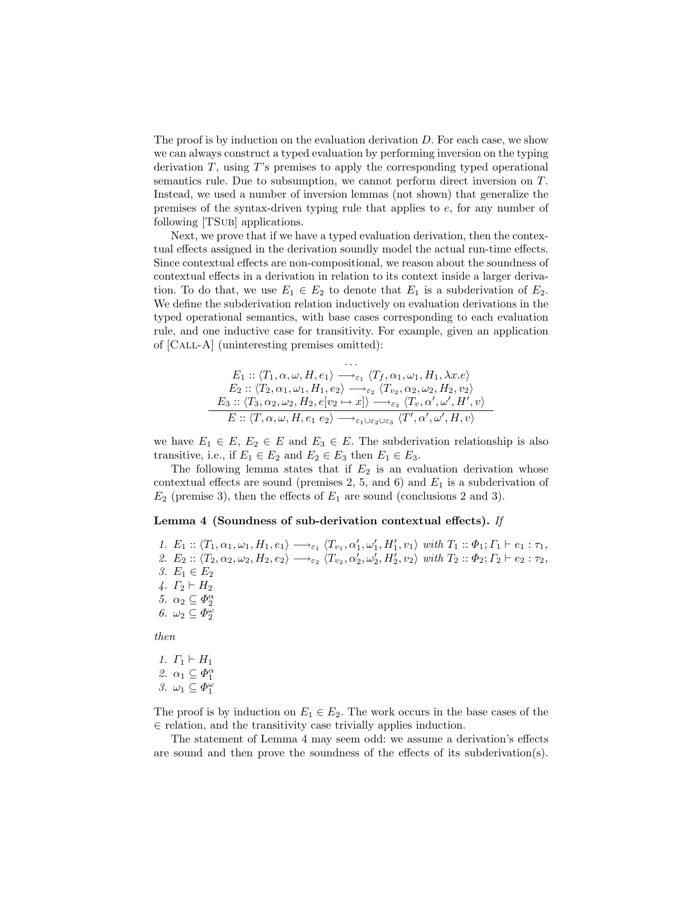The proof is by induction on the evaluation derivation $D$. For each case, we show we can always construct a typed evaluation by performing inversion on the typing derivation $T$, using $T$'s premises to apply the corresponding typed operational semantics rule. Due to subsumption, we cannot perform direct inversion on $T$. Instead, we used a number of inversion lemmas (not shown) that generalize the premises of the syntax-driven typing rule that applies to $e$, for any number of following [TSub] applications.

Next, we prove that if we have a typed evaluation derivation, then the contextual effects assigned in the derivation soundly model the actual run-time effects. Since contextual effects are non-compositional, we reason about the soundness of contextual effects in a derivation in relation to its context inside a larger derivation. To do that, we use $E_1 \in E_2$ to denote that $E_1$ is a subderivation of $E_2$. We define the subderivation relation inductively on evaluation derivations in the typed operational semantics, with base cases corresponding to each evaluation rule, and one inductive case for transitivity. For example, given an application of [Call-A] (uninteresting premises omitted):

$$\frac{\begin{array}{c} \ldots \\ E_1 :: \langle T_1, \alpha, \omega, H, e_1 \rangle \longrightarrow_{\varepsilon_1} \langle T_f, \alpha_1, \omega_1, H_1, \lambda x.e \rangle \\ E_2 :: \langle T_2, \alpha_1, \omega_1, H_1, e_2 \rangle \longrightarrow_{\varepsilon_2} \langle T_{v_2}, \alpha_2, \omega_2, H_2, v_2 \rangle \\ E_3 :: \langle T_3, \alpha_2, \omega_2, H_2, e[v_2 \mapsto x] \rangle \longrightarrow_{\varepsilon_3} \langle T_v, \alpha', \omega', H', v \rangle \end{array}}{E :: \langle T, \alpha, \omega, H, e_1\ e_2 \rangle \longrightarrow_{\varepsilon_1 \cup \varepsilon_2 \cup \varepsilon_3} \langle T', \alpha', \omega', H, v \rangle}$$

we have $E_1 \in E$, $E_2 \in E$ and $E_3 \in E$. The subderivation relationship is also transitive, i.e., if $E_1 \in E_2$ and $E_2 \in E_3$ then $E_1 \in E_3$.

The following lemma states that if $E_2$ is an evaluation derivation whose contextual effects are sound (premises 2, 5, and 6) and $E_1$ is a subderivation of $E_2$ (premise 3), then the effects of $E_1$ are sound (conclusions 2 and 3).

**Lemma 4 (Soundness of sub-derivation contextual effects).** *If*

1. $E_1 :: \langle T_1, \alpha_1, \omega_1, H_1, e_1 \rangle \longrightarrow_{\varepsilon_1} \langle T_{v_1}, \alpha_1', \omega_1', H_1', v_1 \rangle$ *with* $T_1 :: \Phi_1; \Gamma_1 \vdash e_1 : \tau_1$,
2. $E_2 :: \langle T_2, \alpha_2, \omega_2, H_2, e_2 \rangle \longrightarrow_{\varepsilon_2} \langle T_{v_2}, \alpha_2', \omega_2', H_2', v_2 \rangle$ *with* $T_2 :: \Phi_2; \Gamma_2 \vdash e_2 : \tau_2$,
3. $E_1 \in E_2$
4. $\Gamma_2 \vdash H_2$
5. $\alpha_2 \subseteq \Phi_2^\alpha$
6. $\omega_2 \subseteq \Phi_2^\omega$

*then*

1. $\Gamma_1 \vdash H_1$
2. $\alpha_1 \subseteq \Phi_1^\alpha$
3. $\omega_1 \subseteq \Phi_1^\omega$

The proof is by induction on $E_1 \in E_2$. The work occurs in the base cases of the $\in$ relation, and the transitivity case trivially applies induction.

The statement of Lemma 4 may seem odd: we assume a derivation's effects are sound and then prove the soundness of the effects of its subderivation(s).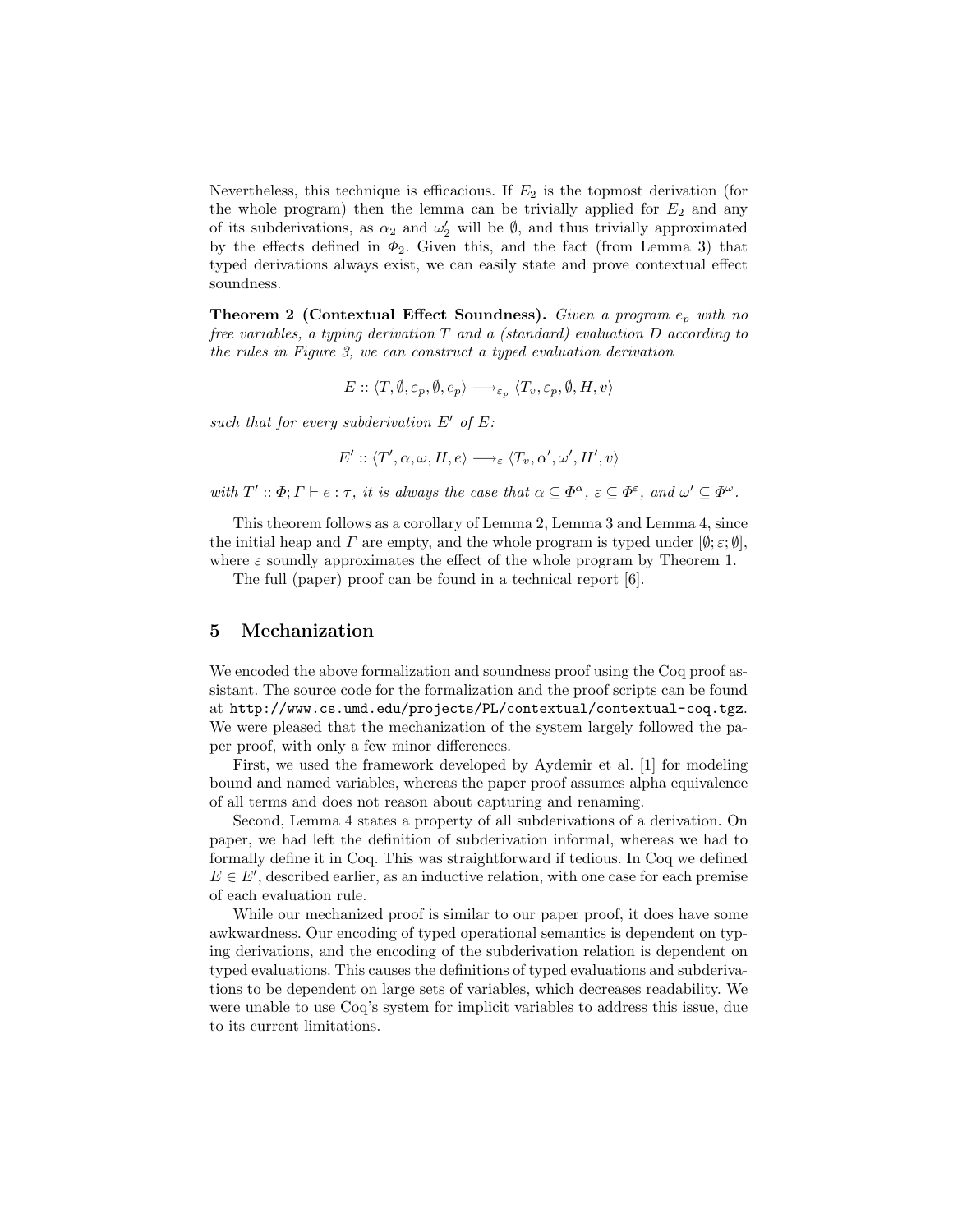Nevertheless, this technique is efficacious. If $E_2$ is the topmost derivation (for the whole program) then the lemma can be trivially applied for $E_2$ and any of its subderivations, as $\alpha_2$ and $\omega'_2$ will be $\emptyset$, and thus trivially approximated by the effects defined in $\Phi_2$. Given this, and the fact (from Lemma 3) that typed derivations always exist, we can easily state and prove contextual effect soundness.

**Theorem 2 (Contextual Effect Soundness).** *Given a program $e_p$ with no free variables, a typing derivation $T$ and a (standard) evaluation $D$ according to the rules in Figure 3, we can construct a typed evaluation derivation*

$$E :: \langle T, \emptyset, \varepsilon_p, \emptyset, e_p \rangle \longrightarrow_{\varepsilon_p} \langle T_v, \varepsilon_p, \emptyset, H, v \rangle$$

*such that for every subderivation $E'$ of $E$:*

$$E' :: \langle T', \alpha, \omega, H, e \rangle \longrightarrow_{\varepsilon} \langle T_v, \alpha', \omega', H', v \rangle$$

*with $T' :: \Phi; \Gamma \vdash e : \tau$, it is always the case that $\alpha \subseteq \Phi^\alpha$, $\varepsilon \subseteq \Phi^\varepsilon$, and $\omega' \subseteq \Phi^\omega$.*

This theorem follows as a corollary of Lemma 2, Lemma 3 and Lemma 4, since the initial heap and $\Gamma$ are empty, and the whole program is typed under $[\emptyset; \varepsilon; \emptyset]$, where $\varepsilon$ soundly approximates the effect of the whole program by Theorem 1.

The full (paper) proof can be found in a technical report [6].

## 5 Mechanization

We encoded the above formalization and soundness proof using the Coq proof assistant. The source code for the formalization and the proof scripts can be found at `http://www.cs.umd.edu/projects/PL/contextual/contextual-coq.tgz`. We were pleased that the mechanization of the system largely followed the paper proof, with only a few minor differences.

First, we used the framework developed by Aydemir et al. [1] for modeling bound and named variables, whereas the paper proof assumes alpha equivalence of all terms and does not reason about capturing and renaming.

Second, Lemma 4 states a property of all subderivations of a derivation. On paper, we had left the definition of subderivation informal, whereas we had to formally define it in Coq. This was straightforward if tedious. In Coq we defined $E \in E'$, described earlier, as an inductive relation, with one case for each premise of each evaluation rule.

While our mechanized proof is similar to our paper proof, it does have some awkwardness. Our encoding of typed operational semantics is dependent on typing derivations, and the encoding of the subderivation relation is dependent on typed evaluations. This causes the definitions of typed evaluations and subderivations to be dependent on large sets of variables, which decreases readability. We were unable to use Coq's system for implicit variables to address this issue, due to its current limitations.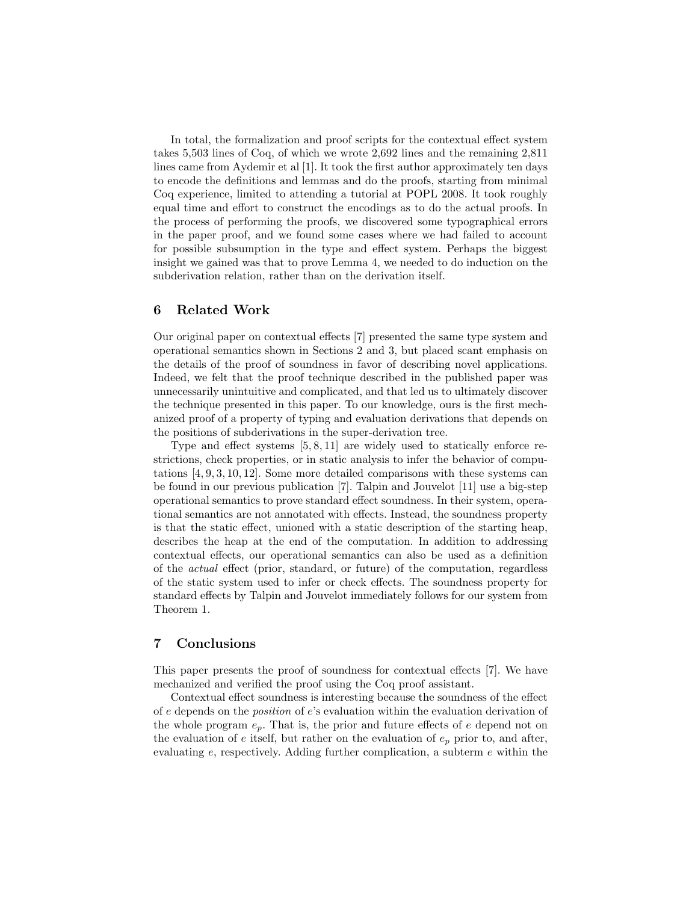In total, the formalization and proof scripts for the contextual effect system takes 5,503 lines of Coq, of which we wrote 2,692 lines and the remaining 2,811 lines came from Aydemir et al [1]. It took the first author approximately ten days to encode the definitions and lemmas and do the proofs, starting from minimal Coq experience, limited to attending a tutorial at POPL 2008. It took roughly equal time and effort to construct the encodings as to do the actual proofs. In the process of performing the proofs, we discovered some typographical errors in the paper proof, and we found some cases where we had failed to account for possible subsumption in the type and effect system. Perhaps the biggest insight we gained was that to prove Lemma 4, we needed to do induction on the subderivation relation, rather than on the derivation itself.

## 6 Related Work

Our original paper on contextual effects [7] presented the same type system and operational semantics shown in Sections 2 and 3, but placed scant emphasis on the details of the proof of soundness in favor of describing novel applications. Indeed, we felt that the proof technique described in the published paper was unnecessarily unintuitive and complicated, and that led us to ultimately discover the technique presented in this paper. To our knowledge, ours is the first mechanized proof of a property of typing and evaluation derivations that depends on the positions of subderivations in the super-derivation tree.

Type and effect systems [5, 8, 11] are widely used to statically enforce restrictions, check properties, or in static analysis to infer the behavior of computations [4, 9, 3, 10, 12]. Some more detailed comparisons with these systems can be found in our previous publication [7]. Talpin and Jouvelot [11] use a big-step operational semantics to prove standard effect soundness. In their system, operational semantics are not annotated with effects. Instead, the soundness property is that the static effect, unioned with a static description of the starting heap, describes the heap at the end of the computation. In addition to addressing contextual effects, our operational semantics can also be used as a definition of the *actual* effect (prior, standard, or future) of the computation, regardless of the static system used to infer or check effects. The soundness property for standard effects by Talpin and Jouvelot immediately follows for our system from Theorem 1.

## 7 Conclusions

This paper presents the proof of soundness for contextual effects [7]. We have mechanized and verified the proof using the Coq proof assistant.

Contextual effect soundness is interesting because the soundness of the effect of $e$ depends on the *position* of $e$'s evaluation within the evaluation derivation of the whole program $e_p$. That is, the prior and future effects of $e$ depend not on the evaluation of $e$ itself, but rather on the evaluation of $e_p$ prior to, and after, evaluating $e$, respectively. Adding further complication, a subterm $e$ within the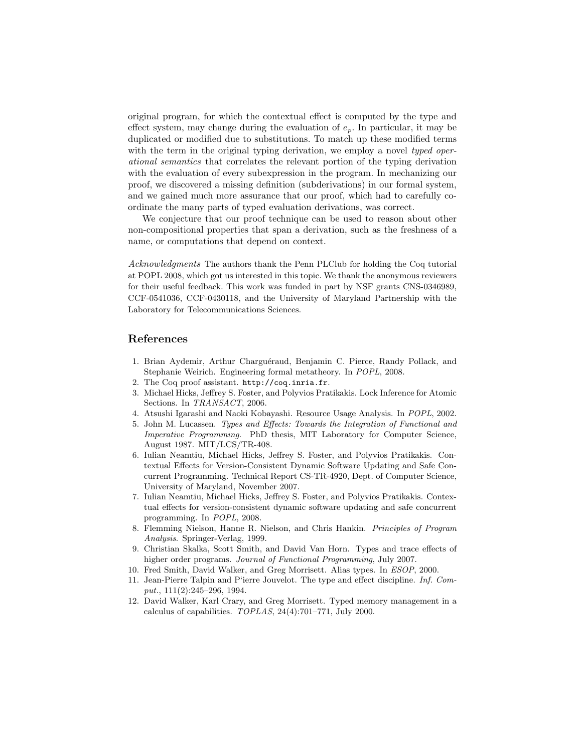original program, for which the contextual effect is computed by the type and effect system, may change during the evaluation of $e_p$. In particular, it may be duplicated or modified due to substitutions. To match up these modified terms with the term in the original typing derivation, we employ a novel *typed operational semantics* that correlates the relevant portion of the typing derivation with the evaluation of every subexpression in the program. In mechanizing our proof, we discovered a missing definition (subderivations) in our formal system, and we gained much more assurance that our proof, which had to carefully coordinate the many parts of typed evaluation derivations, was correct.

We conjecture that our proof technique can be used to reason about other non-compositional properties that span a derivation, such as the freshness of a name, or computations that depend on context.

*Acknowledgments* The authors thank the Penn PLClub for holding the Coq tutorial at POPL 2008, which got us interested in this topic. We thank the anonymous reviewers for their useful feedback. This work was funded in part by NSF grants CNS-0346989, CCF-0541036, CCF-0430118, and the University of Maryland Partnership with the Laboratory for Telecommunications Sciences.

## References

1. Brian Aydemir, Arthur Charguéraud, Benjamin C. Pierce, Randy Pollack, and Stephanie Weirich. Engineering formal metatheory. In *POPL*, 2008.
2. The Coq proof assistant. `http://coq.inria.fr`.
3. Michael Hicks, Jeffrey S. Foster, and Polyvios Pratikakis. Lock Inference for Atomic Sections. In *TRANSACT*, 2006.
4. Atsushi Igarashi and Naoki Kobayashi. Resource Usage Analysis. In *POPL*, 2002.
5. John M. Lucassen. *Types and Effects: Towards the Integration of Functional and Imperative Programming*. PhD thesis, MIT Laboratory for Computer Science, August 1987. MIT/LCS/TR-408.
6. Iulian Neamtiu, Michael Hicks, Jeffrey S. Foster, and Polyvios Pratikakis. Contextual Effects for Version-Consistent Dynamic Software Updating and Safe Concurrent Programming. Technical Report CS-TR-4920, Dept. of Computer Science, University of Maryland, November 2007.
7. Iulian Neamtiu, Michael Hicks, Jeffrey S. Foster, and Polyvios Pratikakis. Contextual effects for version-consistent dynamic software updating and safe concurrent programming. In *POPL*, 2008.
8. Flemming Nielson, Hanne R. Nielson, and Chris Hankin. *Principles of Program Analysis*. Springer-Verlag, 1999.
9. Christian Skalka, Scott Smith, and David Van Horn. Types and trace effects of higher order programs. *Journal of Functional Programming*, July 2007.
10. Fred Smith, David Walker, and Greg Morrisett. Alias types. In *ESOP*, 2000.
11. Jean-Pierre Talpin and P'ierre Jouvelot. The type and effect discipline. *Inf. Comput.*, 111(2):245–296, 1994.
12. David Walker, Karl Crary, and Greg Morrisett. Typed memory management in a calculus of capabilities. *TOPLAS*, 24(4):701–771, July 2000.